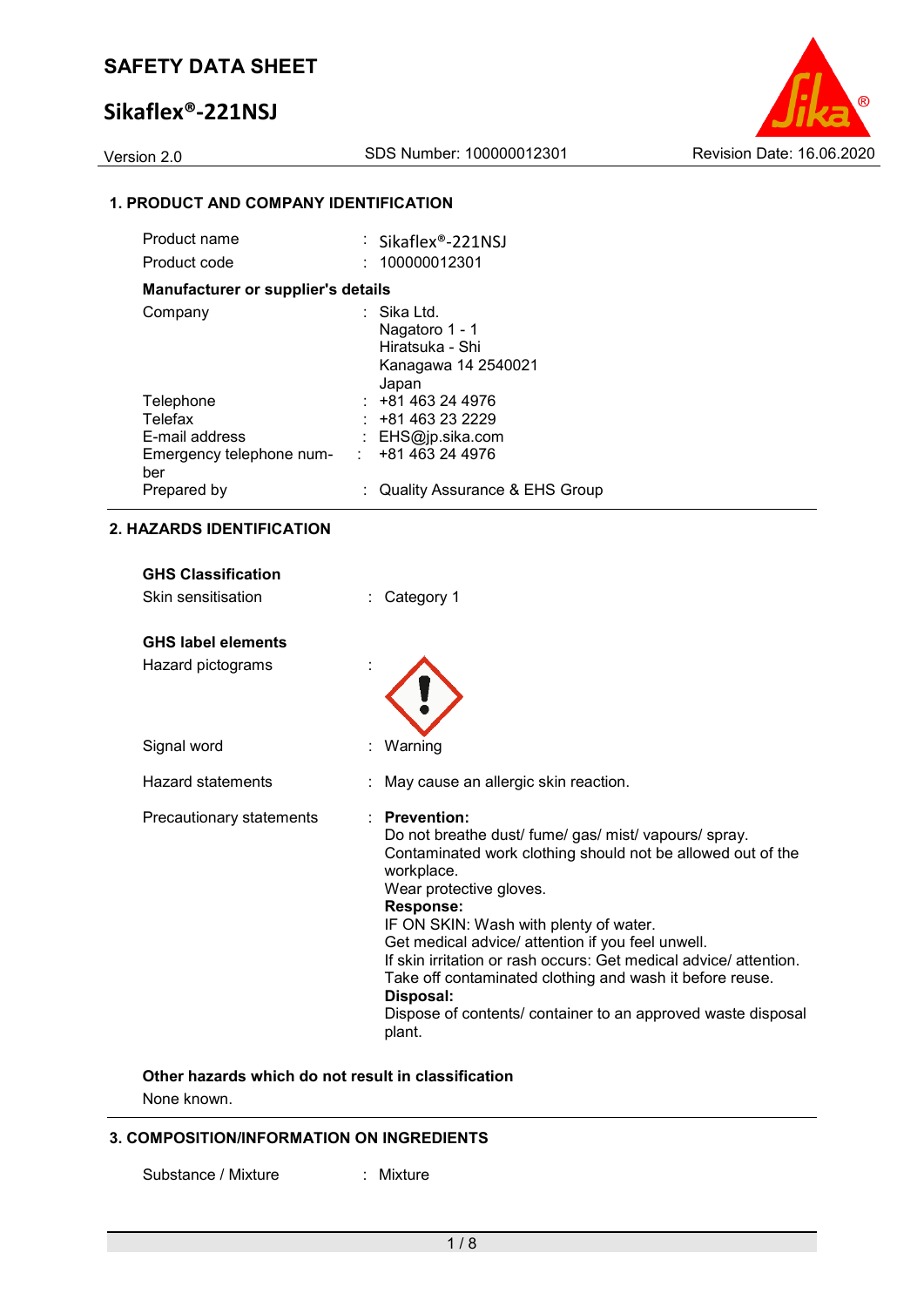# SAFETY DATA SHEET

## Sikaflex®-221NSJ

Version 2.0 SDS Number: 100000012301 Revision Date: 16.06.2020

### 1. PRODUCT AND COMPANY IDENTIFICATION

| | | |
|---|---|---|
| Product name | : | Sikaflex®-221NSJ |
| Product code | : | 100000012301 |

**Manufacturer or supplier's details**

| | | |
|---|---|---|
| Company | : | Sika Ltd.<br>Nagatoro 1 - 1<br>Hiratsuka - Shi<br>Kanagawa 14 2540021<br>Japan |
| Telephone | : | +81 463 24 4976 |
| Telefax | : | +81 463 23 2229 |
| E-mail address | : | EHS@jp.sika.com |
| Emergency telephone number | : | +81 463 24 4976 |
| Prepared by | : | Quality Assurance & EHS Group |

### 2. HAZARDS IDENTIFICATION

**GHS Classification**

| | | |
|---|---|---|
| Skin sensitisation | : | Category 1 |

**GHS label elements**

| | | |
|---|---|---|
| Hazard pictograms | : | |
| Signal word | : | Warning |
| Hazard statements | : | May cause an allergic skin reaction. |
| Precautionary statements | : | **Prevention:**<br>Do not breathe dust/ fume/ gas/ mist/ vapours/ spray.<br>Contaminated work clothing should not be allowed out of the workplace.<br>Wear protective gloves.<br>**Response:**<br>IF ON SKIN: Wash with plenty of water.<br>Get medical advice/ attention if you feel unwell.<br>If skin irritation or rash occurs: Get medical advice/ attention.<br>Take off contaminated clothing and wash it before reuse.<br>**Disposal:**<br>Dispose of contents/ container to an approved waste disposal plant. |

**Other hazards which do not result in classification**

None known.

### 3. COMPOSITION/INFORMATION ON INGREDIENTS

| | | |
|---|---|---|
| Substance / Mixture | : | Mixture |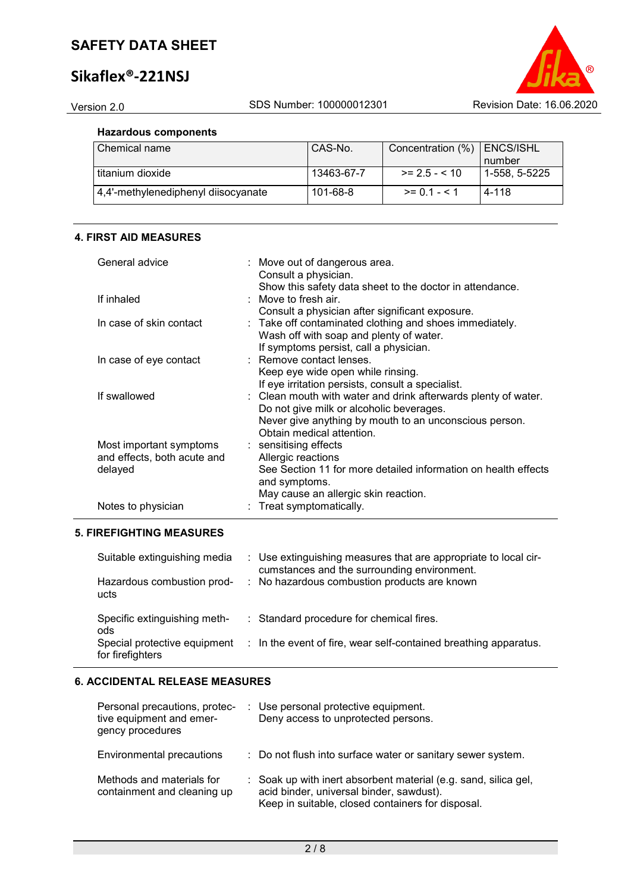**Hazardous components**

| Chemical name | CAS-No. | Concentration (%) | ENCS/ISHL number |
|---|---|---|---|
| titanium dioxide | 13463-67-7 | >= 2.5 - < 10 | 1-558, 5-5225 |
| 4,4'-methylenediphenyl diisocyanate | 101-68-8 | >= 0.1 - < 1 | 4-118 |

## 4. FIRST AID MEASURES

| | |
|---|---|
| General advice | : Move out of dangerous area.<br>Consult a physician.<br>Show this safety data sheet to the doctor in attendance. |
| If inhaled | : Move to fresh air.<br>Consult a physician after significant exposure. |
| In case of skin contact | : Take off contaminated clothing and shoes immediately.<br>Wash off with soap and plenty of water.<br>If symptoms persist, call a physician. |
| In case of eye contact | : Remove contact lenses.<br>Keep eye wide open while rinsing.<br>If eye irritation persists, consult a specialist. |
| If swallowed | : Clean mouth with water and drink afterwards plenty of water.<br>Do not give milk or alcoholic beverages.<br>Never give anything by mouth to an unconscious person.<br>Obtain medical attention. |
| Most important symptoms and effects, both acute and delayed | : sensitising effects<br>Allergic reactions<br>See Section 11 for more detailed information on health effects and symptoms.<br>May cause an allergic skin reaction. |
| Notes to physician | : Treat symptomatically. |

## 5. FIREFIGHTING MEASURES

| | |
|---|---|
| Suitable extinguishing media | : Use extinguishing measures that are appropriate to local circumstances and the surrounding environment. |
| Hazardous combustion products | : No hazardous combustion products are known |
| Specific extinguishing methods | : Standard procedure for chemical fires. |
| Special protective equipment for firefighters | : In the event of fire, wear self-contained breathing apparatus. |

## 6. ACCIDENTAL RELEASE MEASURES

| | |
|---|---|
| Personal precautions, protective equipment and emergency procedures | : Use personal protective equipment.<br>Deny access to unprotected persons. |
| Environmental precautions | : Do not flush into surface water or sanitary sewer system. |
| Methods and materials for containment and cleaning up | : Soak up with inert absorbent material (e.g. sand, silica gel, acid binder, universal binder, sawdust).<br>Keep in suitable, closed containers for disposal. |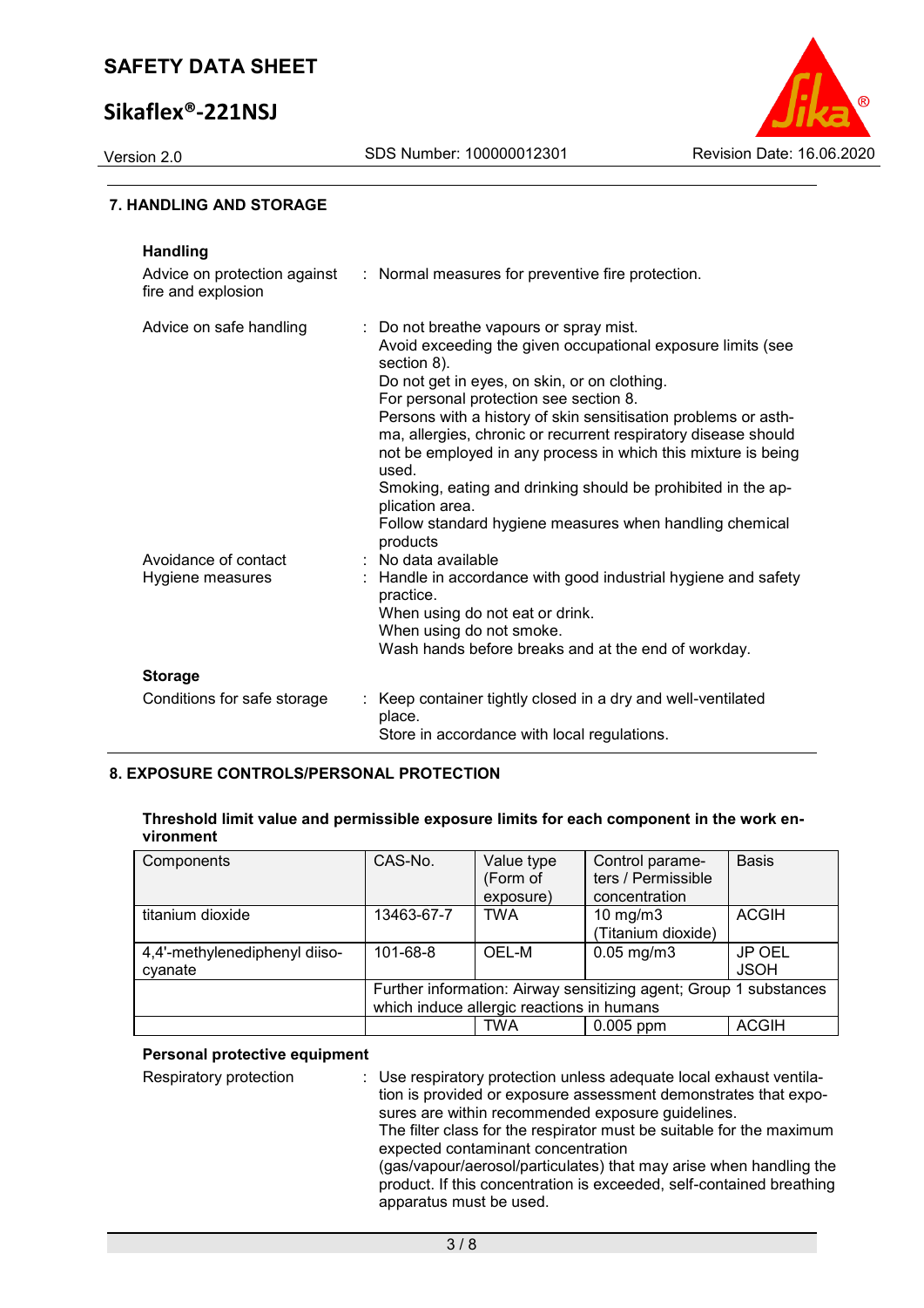## 7. HANDLING AND STORAGE

### Handling

| | |
|---|---|
| Advice on protection against fire and explosion | : Normal measures for preventive fire protection. |
| Advice on safe handling | : Do not breathe vapours or spray mist.<br>Avoid exceeding the given occupational exposure limits (see section 8).<br>Do not get in eyes, on skin, or on clothing.<br>For personal protection see section 8.<br>Persons with a history of skin sensitisation problems or asthma, allergies, chronic or recurrent respiratory disease should not be employed in any process in which this mixture is being used.<br>Smoking, eating and drinking should be prohibited in the application area.<br>Follow standard hygiene measures when handling chemical products |
| Avoidance of contact | : No data available |
| Hygiene measures | : Handle in accordance with good industrial hygiene and safety practice.<br>When using do not eat or drink.<br>When using do not smoke.<br>Wash hands before breaks and at the end of workday. |

### Storage

| | |
|---|---|
| Conditions for safe storage | : Keep container tightly closed in a dry and well-ventilated place.<br>Store in accordance with local regulations. |

## 8. EXPOSURE CONTROLS/PERSONAL PROTECTION

**Threshold limit value and permissible exposure limits for each component in the work environment**

| Components | CAS-No. | Value type (Form of exposure) | Control parameters / Permissible concentration | Basis |
|---|---|---|---|---|
| titanium dioxide | 13463-67-7 | TWA | 10 mg/m3 (Titanium dioxide) | ACGIH |
| 4,4'-methylenediphenyl diisocyanate | 101-68-8 | OEL-M | 0.05 mg/m3 | JP OEL JSOH |
| | Further information: Airway sensitizing agent; Group 1 substances which induce allergic reactions in humans | | | |
| | | TWA | 0.005 ppm | ACGIH |

### Personal protective equipment

| | |
|---|---|
| Respiratory protection | : Use respiratory protection unless adequate local exhaust ventilation is provided or exposure assessment demonstrates that exposures are within recommended exposure guidelines.<br>The filter class for the respirator must be suitable for the maximum expected contaminant concentration (gas/vapour/aerosol/particulates) that may arise when handling the product. If this concentration is exceeded, self-contained breathing apparatus must be used. |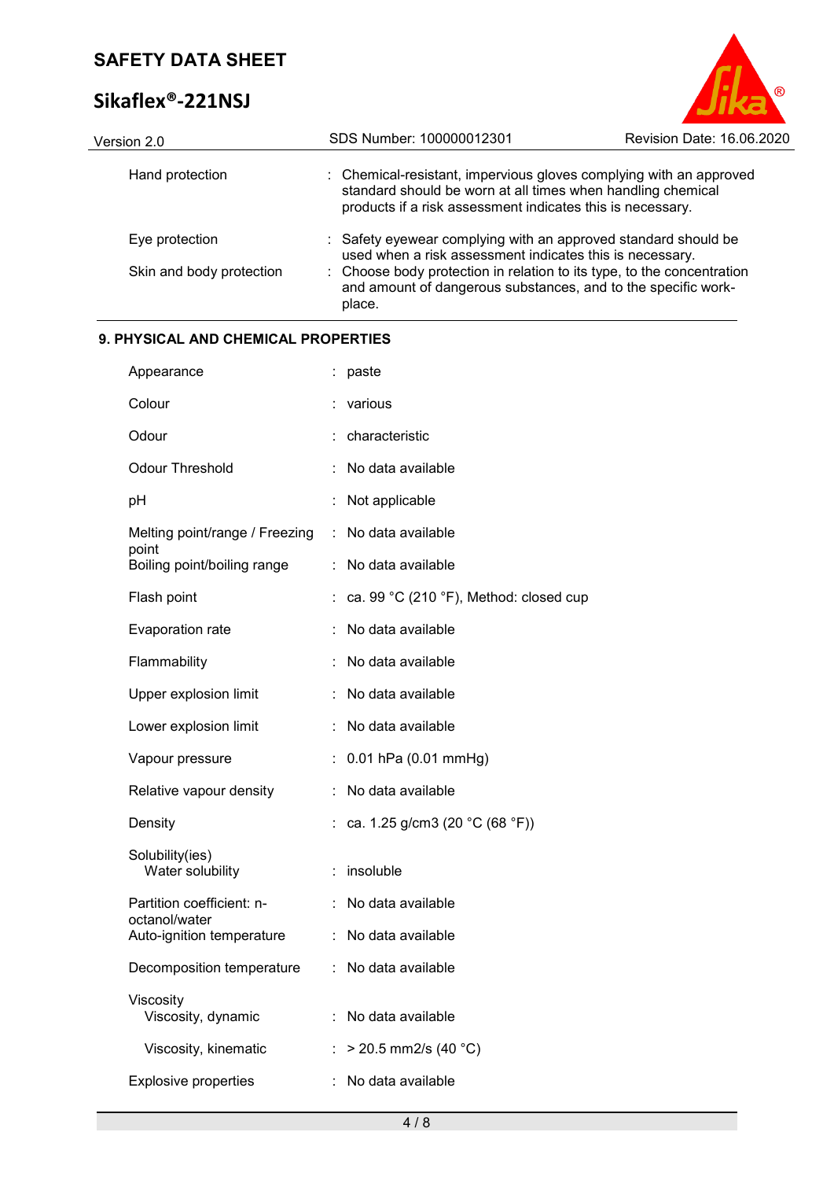| | | |
|---|---|---|
| Hand protection | : | Chemical-resistant, impervious gloves complying with an approved standard should be worn at all times when handling chemical products if a risk assessment indicates this is necessary. |
| Eye protection | : | Safety eyewear complying with an approved standard should be used when a risk assessment indicates this is necessary. |
| Skin and body protection | : | Choose body protection in relation to its type, to the concentration and amount of dangerous substances, and to the specific work-place. |

## 9. PHYSICAL AND CHEMICAL PROPERTIES

| | | |
|---|---|---|
| Appearance | : | paste |
| Colour | : | various |
| Odour | : | characteristic |
| Odour Threshold | : | No data available |
| pH | : | Not applicable |
| Melting point/range / Freezing point | : | No data available |
| Boiling point/boiling range | : | No data available |
| Flash point | : | ca. 99 °C (210 °F), Method: closed cup |
| Evaporation rate | : | No data available |
| Flammability | : | No data available |
| Upper explosion limit | : | No data available |
| Lower explosion limit | : | No data available |
| Vapour pressure | : | 0.01 hPa (0.01 mmHg) |
| Relative vapour density | : | No data available |
| Density | : | ca. 1.25 g/cm3 (20 °C (68 °F)) |
| Solubility(ies) | | |
| Water solubility | : | insoluble |
| Partition coefficient: n-octanol/water | : | No data available |
| Auto-ignition temperature | : | No data available |
| Decomposition temperature | : | No data available |
| Viscosity | | |
| Viscosity, dynamic | : | No data available |
| Viscosity, kinematic | : | > 20.5 mm2/s (40 °C) |
| Explosive properties | : | No data available |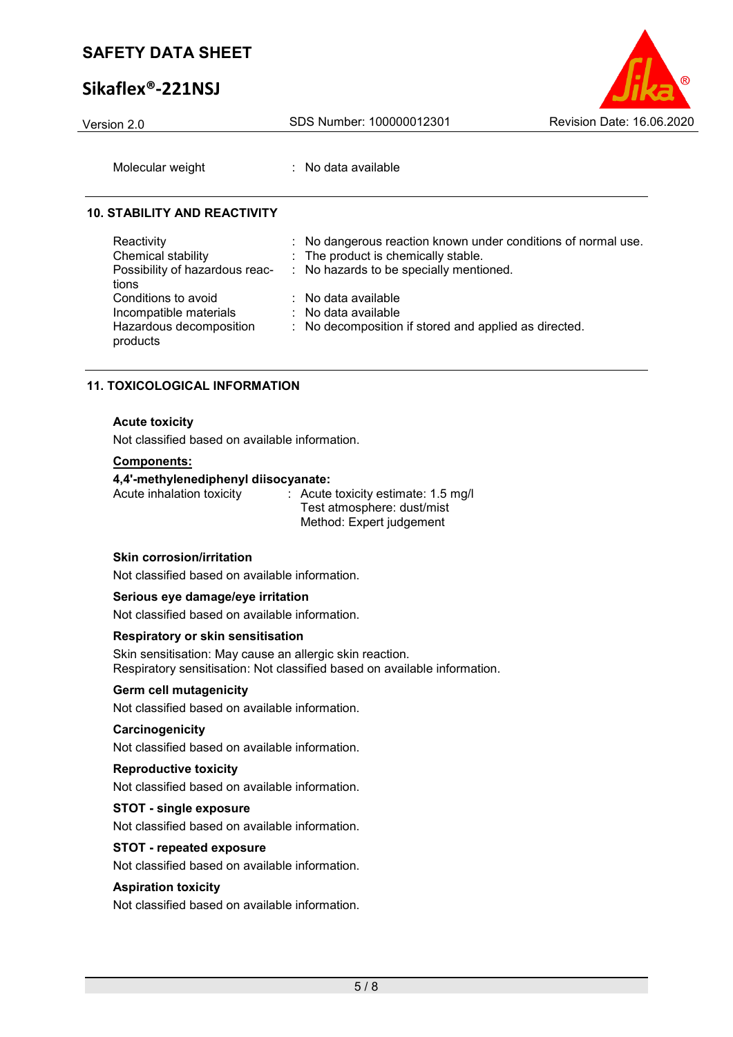| | | |
|---|---|---|
| Molecular weight | : | No data available |

## 10. STABILITY AND REACTIVITY

| | | |
|---|---|---|
| Reactivity | : | No dangerous reaction known under conditions of normal use. |
| Chemical stability | : | The product is chemically stable. |
| Possibility of hazardous reactions | : | No hazards to be specially mentioned. |
| Conditions to avoid | : | No data available |
| Incompatible materials | : | No data available |
| Hazardous decomposition products | : | No decomposition if stored and applied as directed. |

## 11. TOXICOLOGICAL INFORMATION

**Acute toxicity**

Not classified based on available information.

**Components:**

**4,4'-methylenediphenyl diisocyanate:**

| | | |
|---|---|---|
| Acute inhalation toxicity | : | Acute toxicity estimate: 1.5 mg/l<br>Test atmosphere: dust/mist<br>Method: Expert judgement |

**Skin corrosion/irritation**

Not classified based on available information.

**Serious eye damage/eye irritation**

Not classified based on available information.

**Respiratory or skin sensitisation**

Skin sensitisation: May cause an allergic skin reaction.
Respiratory sensitisation: Not classified based on available information.

**Germ cell mutagenicity**

Not classified based on available information.

**Carcinogenicity**

Not classified based on available information.

**Reproductive toxicity**

Not classified based on available information.

**STOT - single exposure**

Not classified based on available information.

**STOT - repeated exposure**

Not classified based on available information.

**Aspiration toxicity**

Not classified based on available information.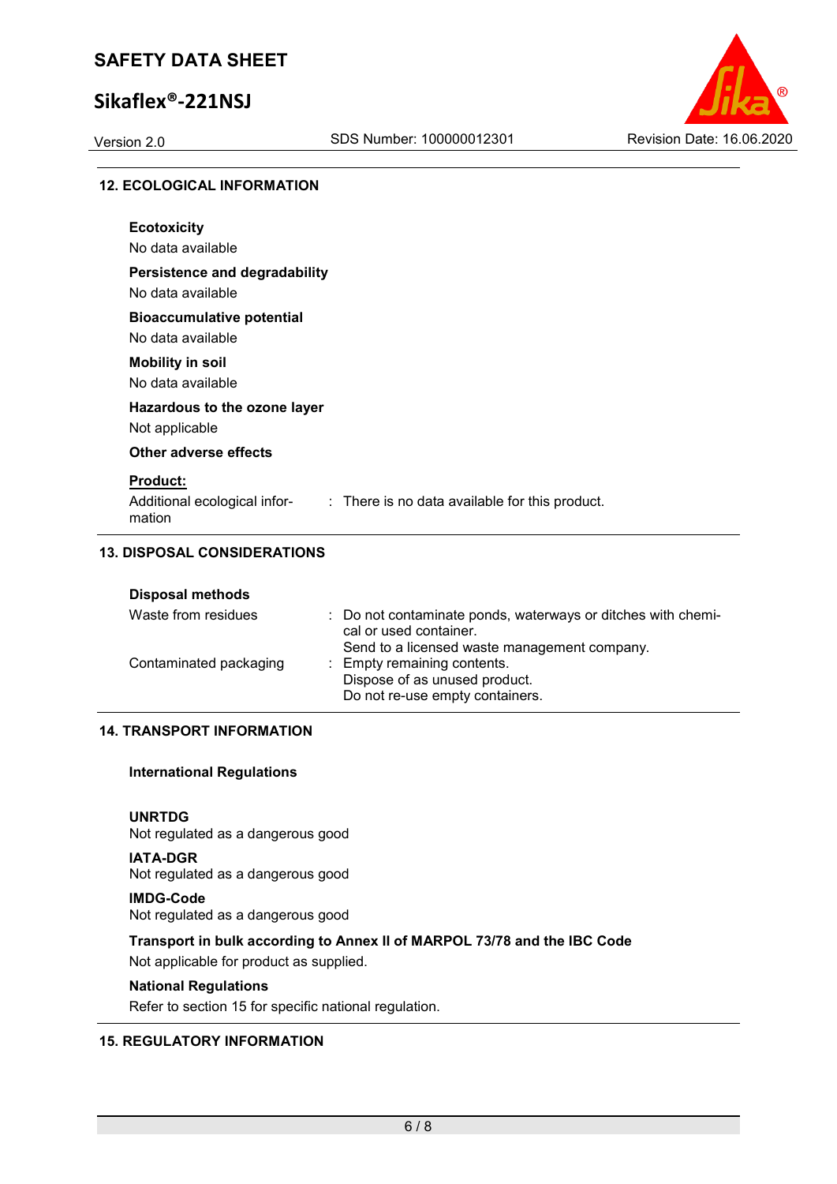## 12. ECOLOGICAL INFORMATION

**Ecotoxicity**

No data available

**Persistence and degradability**

No data available

**Bioaccumulative potential**

No data available

**Mobility in soil**

No data available

**Hazardous to the ozone layer**

Not applicable

**Other adverse effects**

**<u>Product:</u>**

| | |
|---|---|
| Additional ecological information | : There is no data available for this product. |

## 13. DISPOSAL CONSIDERATIONS

**Disposal methods**

| | |
|---|---|
| Waste from residues | : Do not contaminate ponds, waterways or ditches with chemical or used container.<br>Send to a licensed waste management company. |
| Contaminated packaging | : Empty remaining contents.<br>Dispose of as unused product.<br>Do not re-use empty containers. |

## 14. TRANSPORT INFORMATION

**International Regulations**

**UNRTDG**

Not regulated as a dangerous good

**IATA-DGR**

Not regulated as a dangerous good

**IMDG-Code**

Not regulated as a dangerous good

**Transport in bulk according to Annex II of MARPOL 73/78 and the IBC Code**

Not applicable for product as supplied.

**National Regulations**

Refer to section 15 for specific national regulation.

## 15. REGULATORY INFORMATION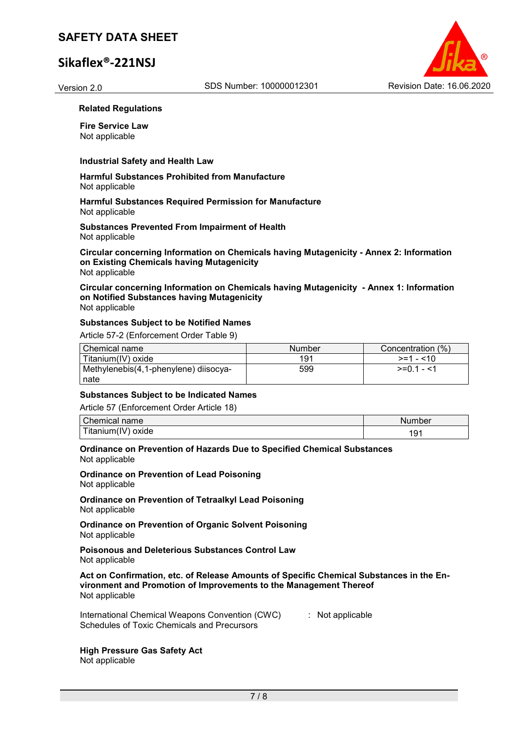**Related Regulations**

**Fire Service Law**
Not applicable

**Industrial Safety and Health Law**

**Harmful Substances Prohibited from Manufacture**
Not applicable

**Harmful Substances Required Permission for Manufacture**
Not applicable

**Substances Prevented From Impairment of Health**
Not applicable

**Circular concerning Information on Chemicals having Mutagenicity - Annex 2: Information on Existing Chemicals having Mutagenicity**
Not applicable

**Circular concerning Information on Chemicals having Mutagenicity - Annex 1: Information on Notified Substances having Mutagenicity**
Not applicable

**Substances Subject to be Notified Names**

Article 57-2 (Enforcement Order Table 9)

| Chemical name | Number | Concentration (%) |
|---|---|---|
| Titanium(IV) oxide | 191 | >=1 - <10 |
| Methylenebis(4,1-phenylene) diisocyanate | 599 | >=0.1 - <1 |

**Substances Subject to be Indicated Names**

Article 57 (Enforcement Order Article 18)

| Chemical name | Number |
|---|---|
| Titanium(IV) oxide | 191 |

**Ordinance on Prevention of Hazards Due to Specified Chemical Substances**
Not applicable

**Ordinance on Prevention of Lead Poisoning**
Not applicable

**Ordinance on Prevention of Tetraalkyl Lead Poisoning**
Not applicable

**Ordinance on Prevention of Organic Solvent Poisoning**
Not applicable

**Poisonous and Deleterious Substances Control Law**
Not applicable

**Act on Confirmation, etc. of Release Amounts of Specific Chemical Substances in the Environment and Promotion of Improvements to the Management Thereof**
Not applicable

International Chemical Weapons Convention (CWC) Schedules of Toxic Chemicals and Precursors : Not applicable

**High Pressure Gas Safety Act**
Not applicable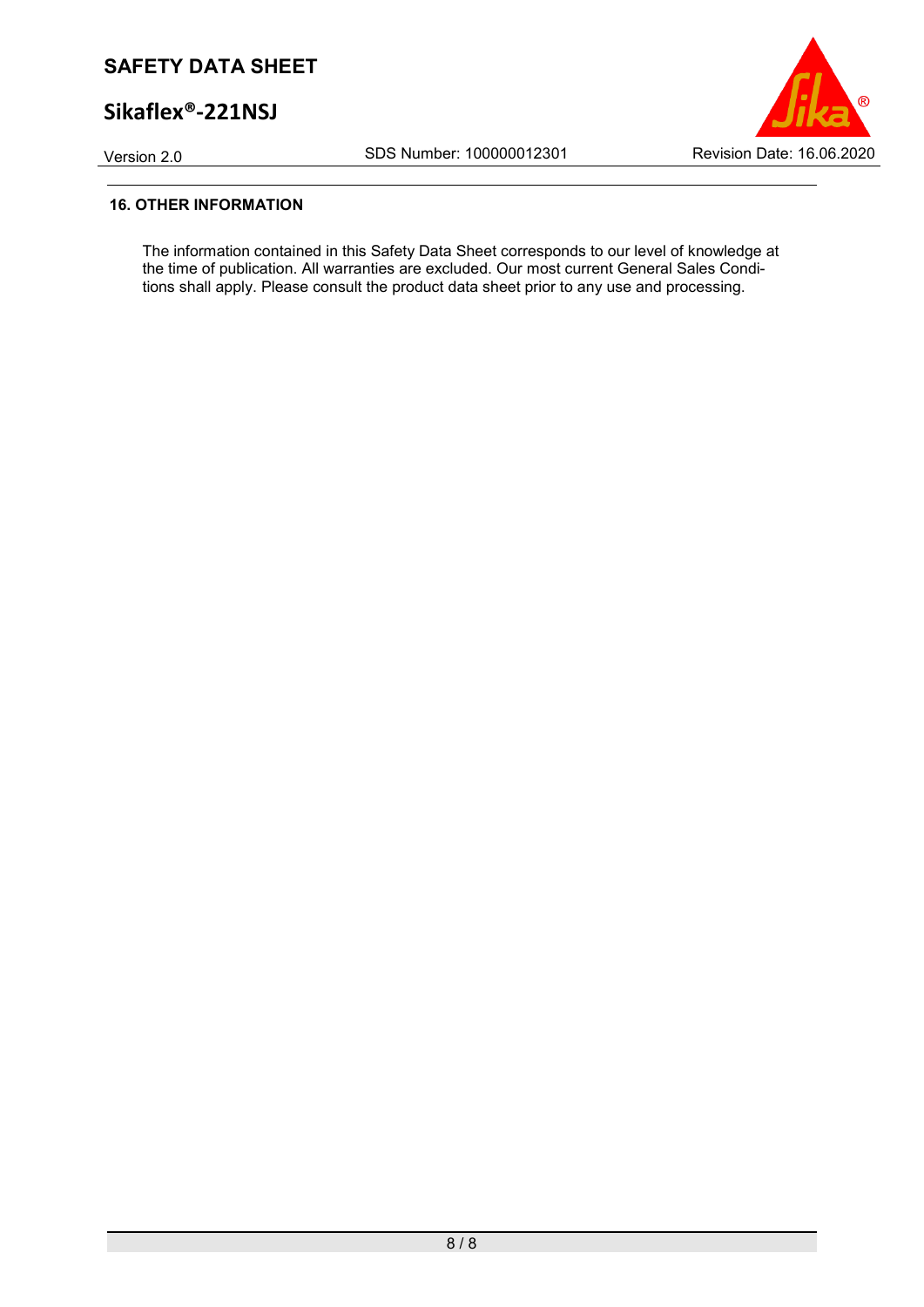## 16. OTHER INFORMATION

The information contained in this Safety Data Sheet corresponds to our level of knowledge at the time of publication. All warranties are excluded. Our most current General Sales Conditions shall apply. Please consult the product data sheet prior to any use and processing.